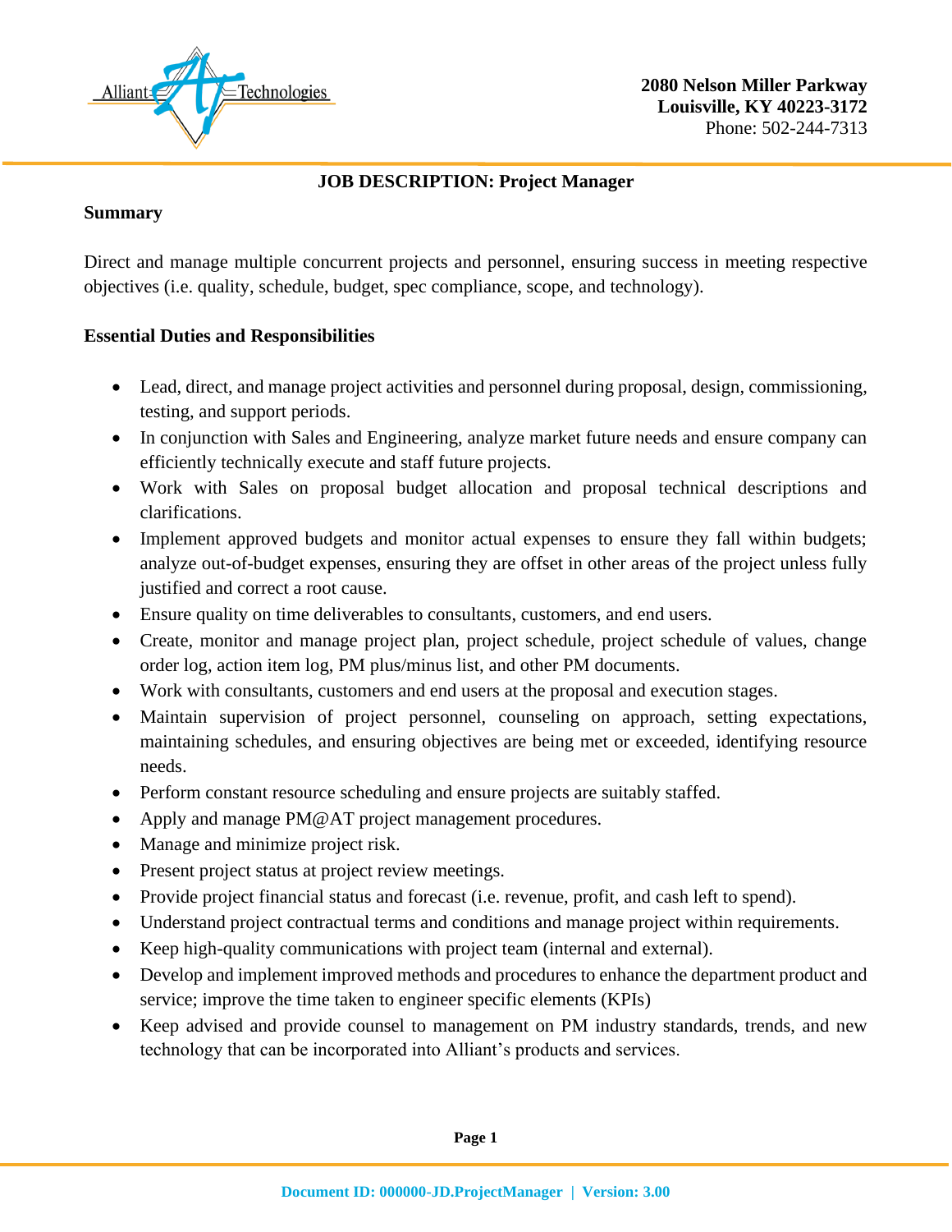2080 Nelson Miller Parkway
Louisville, KY 40223-3172
Phone: 502-244-7313

# JOB DESCRIPTION: Project Manager

## Summary

Direct and manage multiple concurrent projects and personnel, ensuring success in meeting respective objectives (i.e. quality, schedule, budget, spec compliance, scope, and technology).

## Essential Duties and Responsibilities

- Lead, direct, and manage project activities and personnel during proposal, design, commissioning, testing, and support periods.
- In conjunction with Sales and Engineering, analyze market future needs and ensure company can efficiently technically execute and staff future projects.
- Work with Sales on proposal budget allocation and proposal technical descriptions and clarifications.
- Implement approved budgets and monitor actual expenses to ensure they fall within budgets; analyze out-of-budget expenses, ensuring they are offset in other areas of the project unless fully justified and correct a root cause.
- Ensure quality on time deliverables to consultants, customers, and end users.
- Create, monitor and manage project plan, project schedule, project schedule of values, change order log, action item log, PM plus/minus list, and other PM documents.
- Work with consultants, customers and end users at the proposal and execution stages.
- Maintain supervision of project personnel, counseling on approach, setting expectations, maintaining schedules, and ensuring objectives are being met or exceeded, identifying resource needs.
- Perform constant resource scheduling and ensure projects are suitably staffed.
- Apply and manage PM@AT project management procedures.
- Manage and minimize project risk.
- Present project status at project review meetings.
- Provide project financial status and forecast (i.e. revenue, profit, and cash left to spend).
- Understand project contractual terms and conditions and manage project within requirements.
- Keep high-quality communications with project team (internal and external).
- Develop and implement improved methods and procedures to enhance the department product and service; improve the time taken to engineer specific elements (KPIs)
- Keep advised and provide counsel to management on PM industry standards, trends, and new technology that can be incorporated into Alliant's products and services.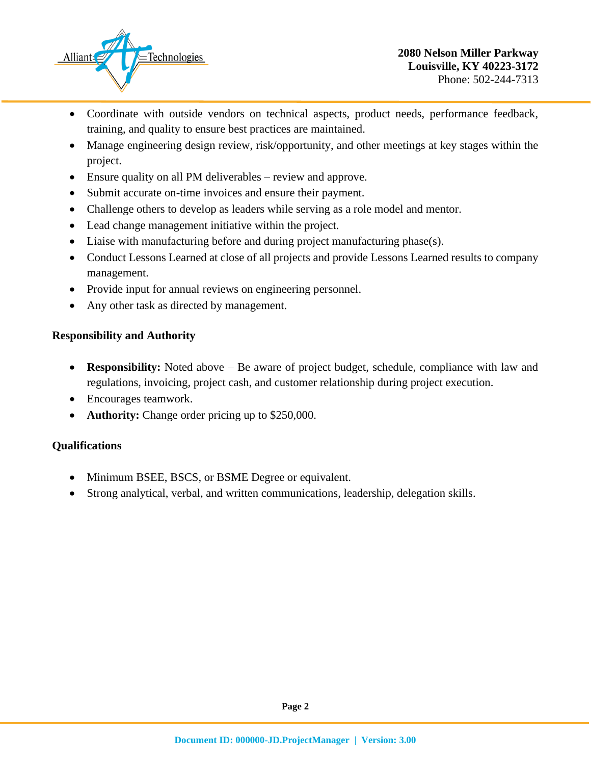- Coordinate with outside vendors on technical aspects, product needs, performance feedback, training, and quality to ensure best practices are maintained.
- Manage engineering design review, risk/opportunity, and other meetings at key stages within the project.
- Ensure quality on all PM deliverables – review and approve.
- Submit accurate on-time invoices and ensure their payment.
- Challenge others to develop as leaders while serving as a role model and mentor.
- Lead change management initiative within the project.
- Liaise with manufacturing before and during project manufacturing phase(s).
- Conduct Lessons Learned at close of all projects and provide Lessons Learned results to company management.
- Provide input for annual reviews on engineering personnel.
- Any other task as directed by management.

**Responsibility and Authority**

- **Responsibility:** Noted above – Be aware of project budget, schedule, compliance with law and regulations, invoicing, project cash, and customer relationship during project execution.
- Encourages teamwork.
- **Authority:** Change order pricing up to $250,000.

**Qualifications**

- Minimum BSEE, BSCS, or BSME Degree or equivalent.
- Strong analytical, verbal, and written communications, leadership, delegation skills.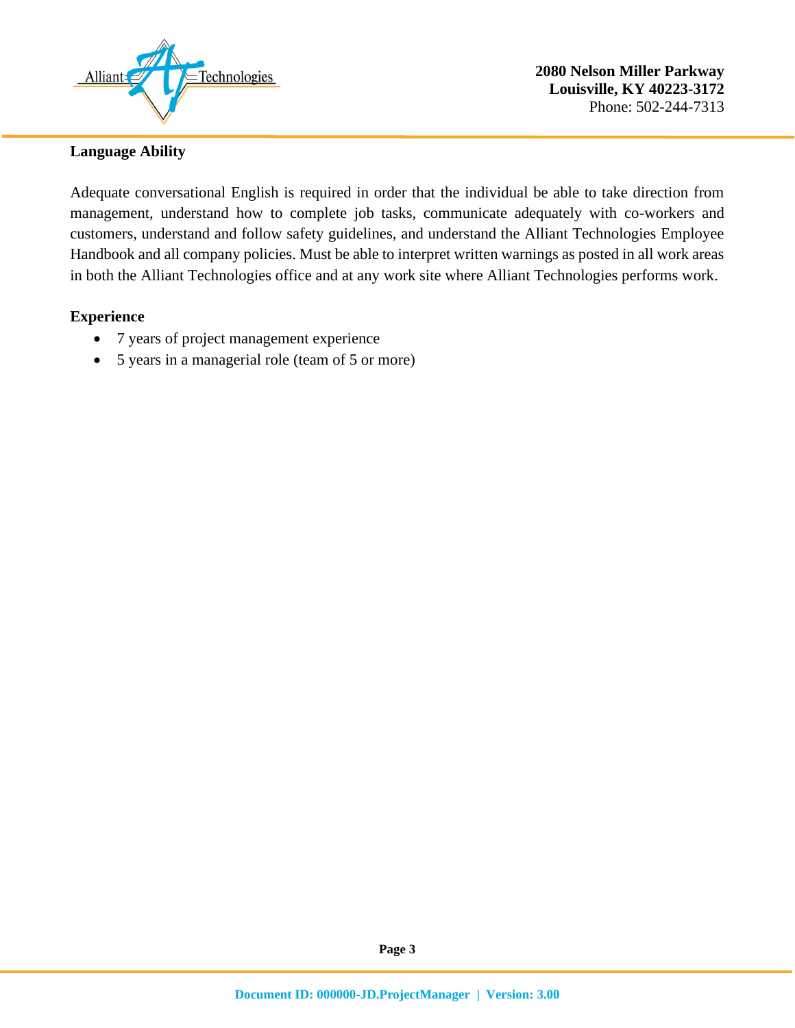**Language Ability**

Adequate conversational English is required in order that the individual be able to take direction from management, understand how to complete job tasks, communicate adequately with co-workers and customers, understand and follow safety guidelines, and understand the Alliant Technologies Employee Handbook and all company policies. Must be able to interpret written warnings as posted in all work areas in both the Alliant Technologies office and at any work site where Alliant Technologies performs work.

**Experience**

- 7 years of project management experience
- 5 years in a managerial role (team of 5 or more)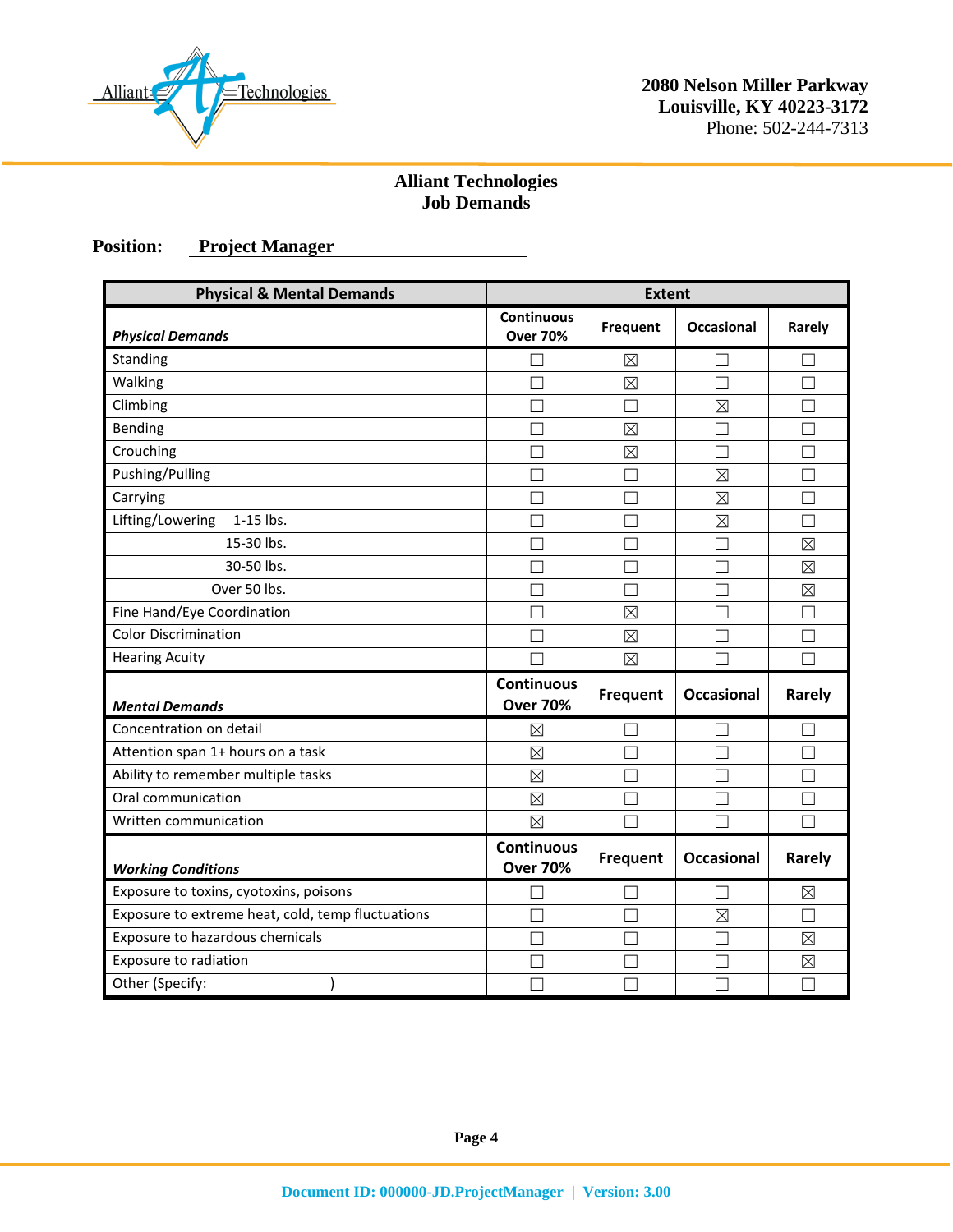# Alliant Technologies
## Job Demands

**Position:** **Project Manager**

| Physical & Mental Demands | Extent | | | |
|---|---|---|---|---|
| ***Physical Demands*** | **Continuous Over 70%** | **Frequent** | **Occasional** | **Rarely** |
| Standing | ☐ | ☒ | ☐ | ☐ |
| Walking | ☐ | ☒ | ☐ | ☐ |
| Climbing | ☐ | ☐ | ☒ | ☐ |
| Bending | ☐ | ☒ | ☐ | ☐ |
| Crouching | ☐ | ☒ | ☐ | ☐ |
| Pushing/Pulling | ☐ | ☐ | ☒ | ☐ |
| Carrying | ☐ | ☐ | ☒ | ☐ |
| Lifting/Lowering 1-15 lbs. | ☐ | ☐ | ☒ | ☐ |
| 15-30 lbs. | ☐ | ☐ | ☐ | ☒ |
| 30-50 lbs. | ☐ | ☐ | ☐ | ☒ |
| Over 50 lbs. | ☐ | ☐ | ☐ | ☒ |
| Fine Hand/Eye Coordination | ☐ | ☒ | ☐ | ☐ |
| Color Discrimination | ☐ | ☒ | ☐ | ☐ |
| Hearing Acuity | ☐ | ☒ | ☐ | ☐ |
| ***Mental Demands*** | **Continuous Over 70%** | **Frequent** | **Occasional** | **Rarely** |
| Concentration on detail | ☒ | ☐ | ☐ | ☐ |
| Attention span 1+ hours on a task | ☒ | ☐ | ☐ | ☐ |
| Ability to remember multiple tasks | ☒ | ☐ | ☐ | ☐ |
| Oral communication | ☒ | ☐ | ☐ | ☐ |
| Written communication | ☒ | ☐ | ☐ | ☐ |
| ***Working Conditions*** | **Continuous Over 70%** | **Frequent** | **Occasional** | **Rarely** |
| Exposure to toxins, cyotoxins, poisons | ☐ | ☐ | ☐ | ☒ |
| Exposure to extreme heat, cold, temp fluctuations | ☐ | ☐ | ☒ | ☐ |
| Exposure to hazardous chemicals | ☐ | ☐ | ☐ | ☒ |
| Exposure to radiation | ☐ | ☐ | ☐ | ☒ |
| Other (Specify: ) | ☐ | ☐ | ☐ | ☐ |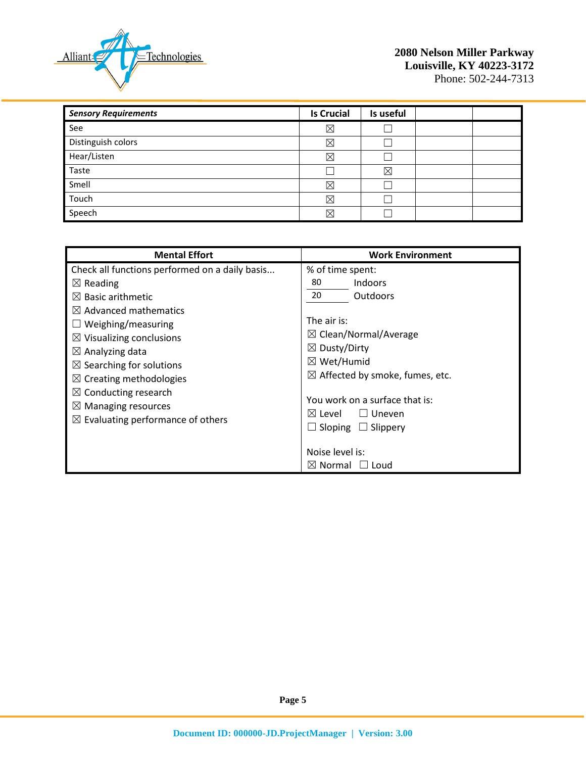| ***Sensory Requirements*** | **Is Crucial** | **Is useful** | | |
|---|---|---|---|---|
| See | ☒ | ☐ | | |
| Distinguish colors | ☒ | ☐ | | |
| Hear/Listen | ☒ | ☐ | | |
| Taste | ☐ | ☒ | | |
| Smell | ☒ | ☐ | | |
| Touch | ☒ | ☐ | | |
| Speech | ☒ | ☐ | | |

| **Mental Effort** | **Work Environment** |
|---|---|
| Check all functions performed on a daily basis...<br>☒ Reading<br>☒ Basic arithmetic<br>☒ Advanced mathematics<br>☐ Weighing/measuring<br>☒ Visualizing conclusions<br>☒ Analyzing data<br>☒ Searching for solutions<br>☒ Creating methodologies<br>☒ Conducting research<br>☒ Managing resources<br>☒ Evaluating performance of others | % of time spent:<br>80 Indoors<br>20 Outdoors<br><br>The air is:<br>☒ Clean/Normal/Average<br>☒ Dusty/Dirty<br>☒ Wet/Humid<br>☒ Affected by smoke, fumes, etc.<br><br>You work on a surface that is:<br>☒ Level ☐ Uneven<br>☐ Sloping ☐ Slippery<br><br>Noise level is:<br>☒ Normal ☐ Loud |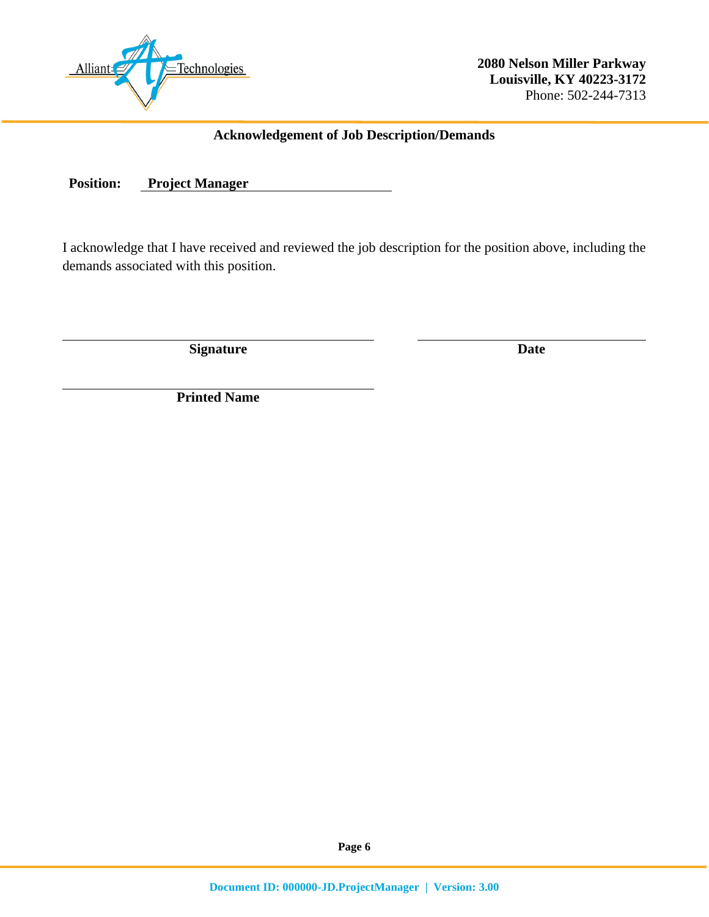Alliant Technologies

**2080 Nelson Miller Parkway**
**Louisville, KY 40223-3172**
Phone: 502-244-7313

## Acknowledgement of Job Description/Demands

**Position:** **Project Manager**

I acknowledge that I have received and reviewed the job description for the position above, including the demands associated with this position.

\_\_\_\_\_\_\_\_\_\_\_\_\_\_\_\_\_\_\_\_\_\_\_\_\_\_\_\_\_\_\_\_\_\_\_\_\_\_\_\_ \_\_\_\_\_\_\_\_\_\_\_\_\_\_\_\_\_\_\_\_\_\_\_\_\_\_\_\_\_\_
**Signature** **Date**

\_\_\_\_\_\_\_\_\_\_\_\_\_\_\_\_\_\_\_\_\_\_\_\_\_\_\_\_\_\_\_\_\_\_\_\_\_\_\_\_
**Printed Name**

**Document ID: 000000-JD.ProjectManager | Version: 3.00**